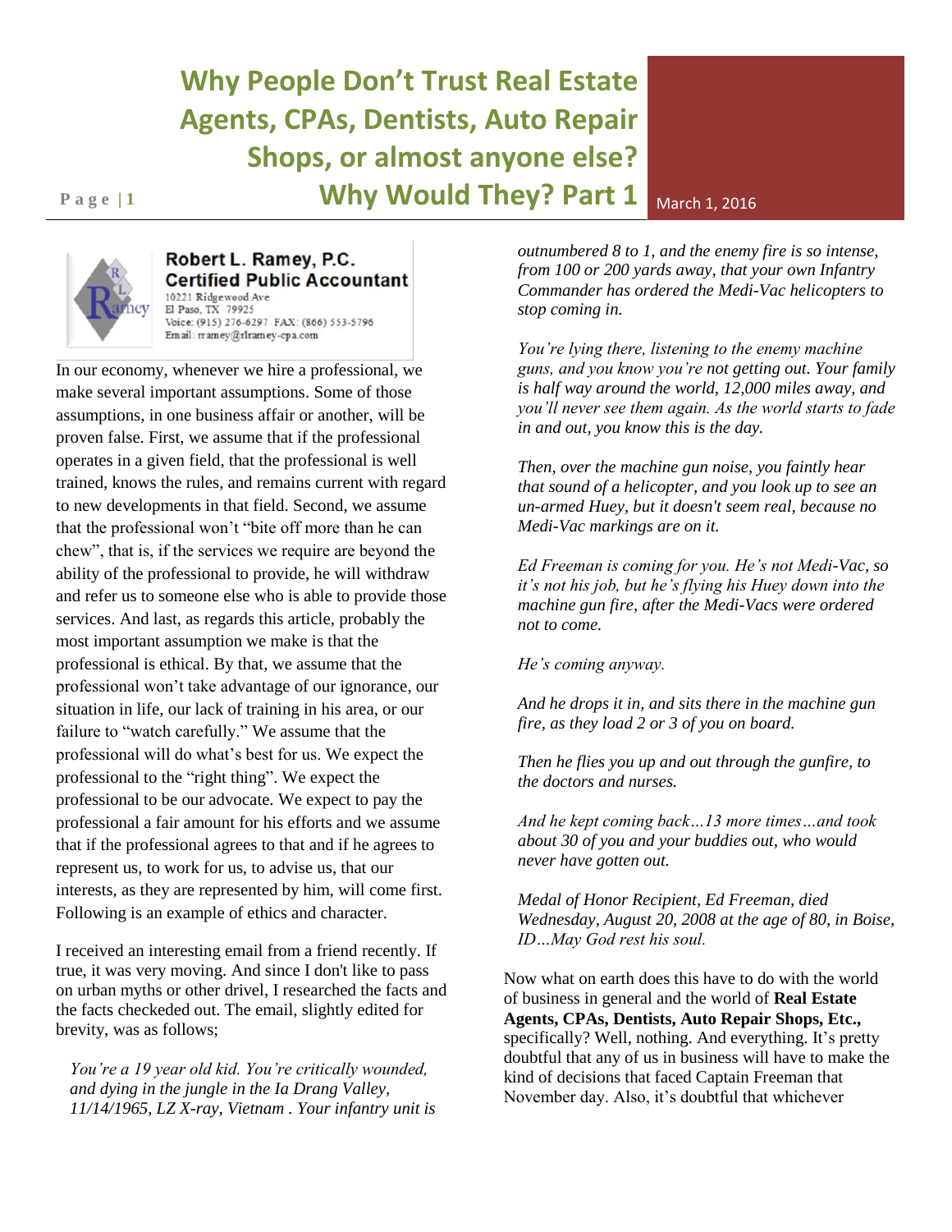# Why People Don't Trust Real Estate Agents, CPAs, Dentists, Auto Repair Shops, or almost anyone else? Why Would They? Part 1

March 1, 2016

**Robert L. Ramey, P.C.**
**Certified Public Accountant**
10221 Ridgewood Ave
El Paso, TX 79925
Voice: (915) 276-6297 FAX: (866) 553-5796
Email: rramey@rlramey-cpa.com

In our economy, whenever we hire a professional, we make several important assumptions. Some of those assumptions, in one business affair or another, will be proven false. First, we assume that if the professional operates in a given field, that the professional is well trained, knows the rules, and remains current with regard to new developments in that field. Second, we assume that the professional won't "bite off more than he can chew", that is, if the services we require are beyond the ability of the professional to provide, he will withdraw and refer us to someone else who is able to provide those services. And last, as regards this article, probably the most important assumption we make is that the professional is ethical. By that, we assume that the professional won't take advantage of our ignorance, our situation in life, our lack of training in his area, or our failure to "watch carefully." We assume that the professional will do what's best for us. We expect the professional to the "right thing". We expect the professional to be our advocate. We expect to pay the professional a fair amount for his efforts and we assume that if the professional agrees to that and if he agrees to represent us, to work for us, to advise us, that our interests, as they are represented by him, will come first. Following is an example of ethics and character.

I received an interesting email from a friend recently. If true, it was very moving. And since I don't like to pass on urban myths or other drivel, I researched the facts and the facts checkeded out. The email, slightly edited for brevity, was as follows;

*You're a 19 year old kid. You're critically wounded, and dying in the jungle in the Ia Drang Valley, 11/14/1965, LZ X-ray, Vietnam . Your infantry unit is outnumbered 8 to 1, and the enemy fire is so intense, from 100 or 200 yards away, that your own Infantry Commander has ordered the Medi-Vac helicopters to stop coming in.*

*You're lying there, listening to the enemy machine guns, and you know you're not getting out. Your family is half way around the world, 12,000 miles away, and you'll never see them again. As the world starts to fade in and out, you know this is the day.*

*Then, over the machine gun noise, you faintly hear that sound of a helicopter, and you look up to see an un-armed Huey, but it doesn't seem real, because no Medi-Vac markings are on it.*

*Ed Freeman is coming for you. He's not Medi-Vac, so it's not his job, but he's flying his Huey down into the machine gun fire, after the Medi-Vacs were ordered not to come.*

*He's coming anyway.*

*And he drops it in, and sits there in the machine gun fire, as they load 2 or 3 of you on board.*

*Then he flies you up and out through the gunfire, to the doctors and nurses.*

*And he kept coming back…13 more times…and took about 30 of you and your buddies out, who would never have gotten out.*

*Medal of Honor Recipient, Ed Freeman, died Wednesday, August 20, 2008 at the age of 80, in Boise, ID…May God rest his soul.*

Now what on earth does this have to do with the world of business in general and the world of **Real Estate Agents, CPAs, Dentists, Auto Repair Shops, Etc.,** specifically? Well, nothing. And everything. It's pretty doubtful that any of us in business will have to make the kind of decisions that faced Captain Freeman that November day. Also, it's doubtful that whichever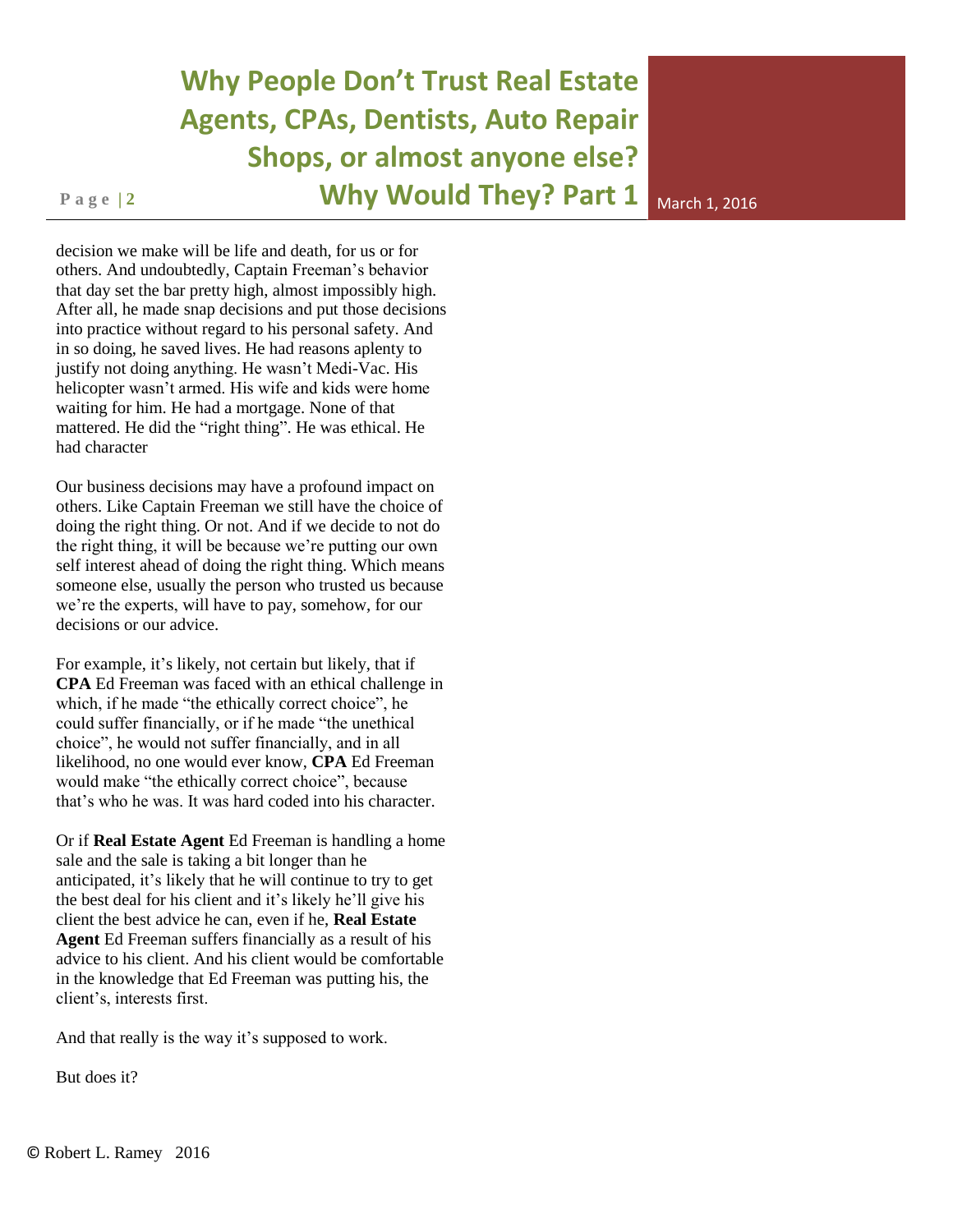decision we make will be life and death, for us or for others. And undoubtedly, Captain Freeman's behavior that day set the bar pretty high, almost impossibly high. After all, he made snap decisions and put those decisions into practice without regard to his personal safety. And in so doing, he saved lives. He had reasons aplenty to justify not doing anything. He wasn't Medi-Vac. His helicopter wasn't armed. His wife and kids were home waiting for him. He had a mortgage. None of that mattered. He did the "right thing". He was ethical. He had character

Our business decisions may have a profound impact on others. Like Captain Freeman we still have the choice of doing the right thing. Or not. And if we decide to not do the right thing, it will be because we're putting our own self interest ahead of doing the right thing. Which means someone else, usually the person who trusted us because we're the experts, will have to pay, somehow, for our decisions or our advice.

For example, it's likely, not certain but likely, that if **CPA** Ed Freeman was faced with an ethical challenge in which, if he made "the ethically correct choice", he could suffer financially, or if he made "the unethical choice", he would not suffer financially, and in all likelihood, no one would ever know, **CPA** Ed Freeman would make "the ethically correct choice", because that's who he was. It was hard coded into his character.

Or if **Real Estate Agent** Ed Freeman is handling a home sale and the sale is taking a bit longer than he anticipated, it's likely that he will continue to try to get the best deal for his client and it's likely he'll give his client the best advice he can, even if he, **Real Estate Agent** Ed Freeman suffers financially as a result of his advice to his client. And his client would be comfortable in the knowledge that Ed Freeman was putting his, the client's, interests first.

And that really is the way it's supposed to work.

But does it?

© Robert L. Ramey 2016